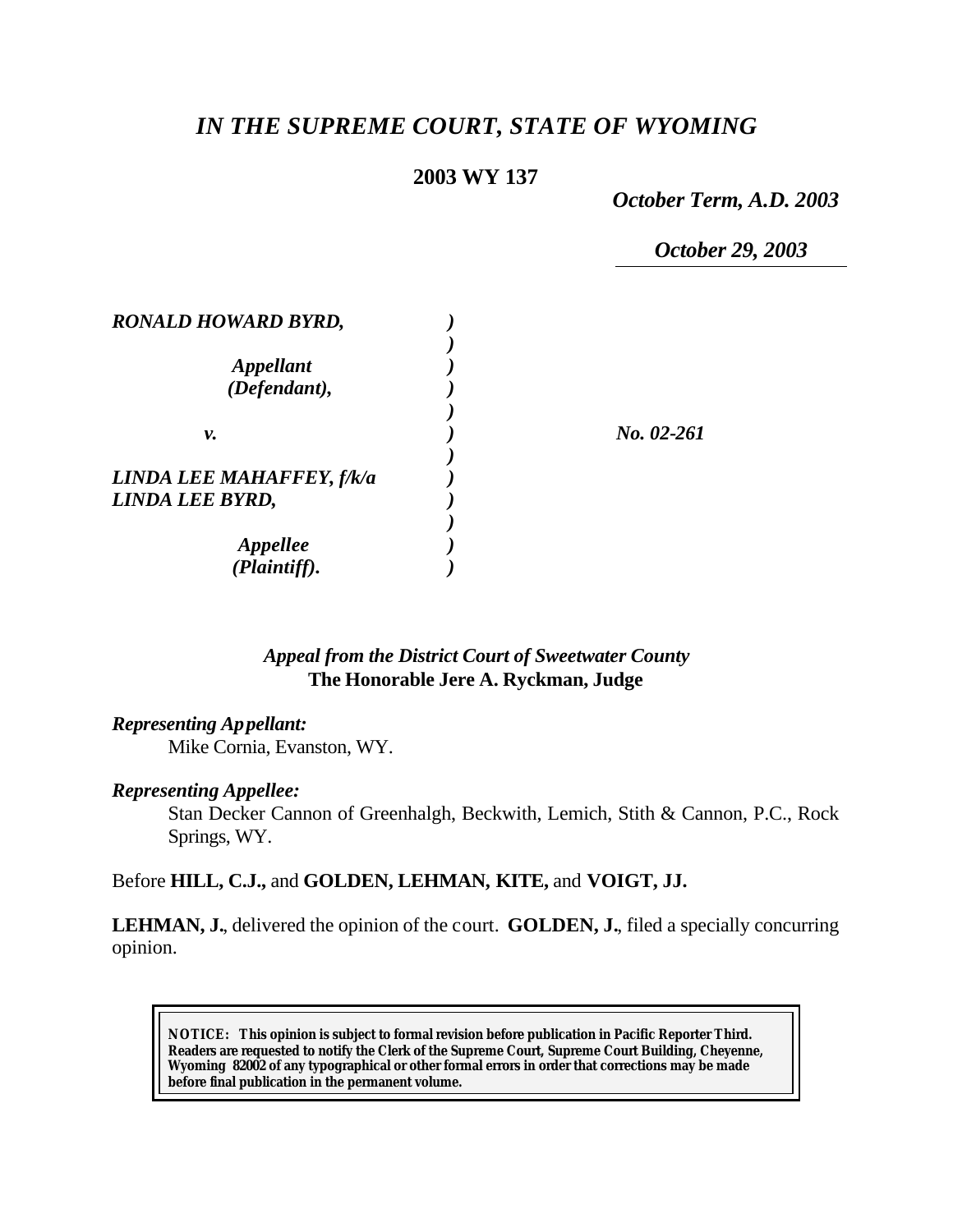# *IN THE SUPREME COURT, STATE OF WYOMING*

**2003 WY 137**

*October Term, A.D. 2003*

*October 29, 2003*

| | | |
|---|---|---|
| ***RONALD HOWARD BYRD,*** | ) | |
| | ) | |
| ***Appellant*** | ) | |
| ***(Defendant),*** | ) | |
| | ) | |
| ***v.*** | ) | ***No. 02-261*** |
| | ) | |
| ***LINDA LEE MAHAFFEY, f/k/a*** | ) | |
| ***LINDA LEE BYRD,*** | ) | |
| | ) | |
| ***Appellee*** | ) | |
| ***(Plaintiff).*** | ) | |

*Appeal from the District Court of Sweetwater County*
**The Honorable Jere A. Ryckman, Judge**

***Representing Appellant:***

Mike Cornia, Evanston, WY.

***Representing Appellee:***

Stan Decker Cannon of Greenhalgh, Beckwith, Lemich, Stith & Cannon, P.C., Rock Springs, WY.

Before **HILL, C.J.,** and **GOLDEN, LEHMAN, KITE,** and **VOIGT, JJ.**

**LEHMAN, J.**, delivered the opinion of the court. **GOLDEN, J.**, filed a specially concurring opinion.

**NOTICE: This opinion is subject to formal revision before publication in Pacific Reporter Third. Readers are requested to notify the Clerk of the Supreme Court, Supreme Court Building, Cheyenne, Wyoming 82002 of any typographical or other formal errors in order that corrections may be made before final publication in the permanent volume.**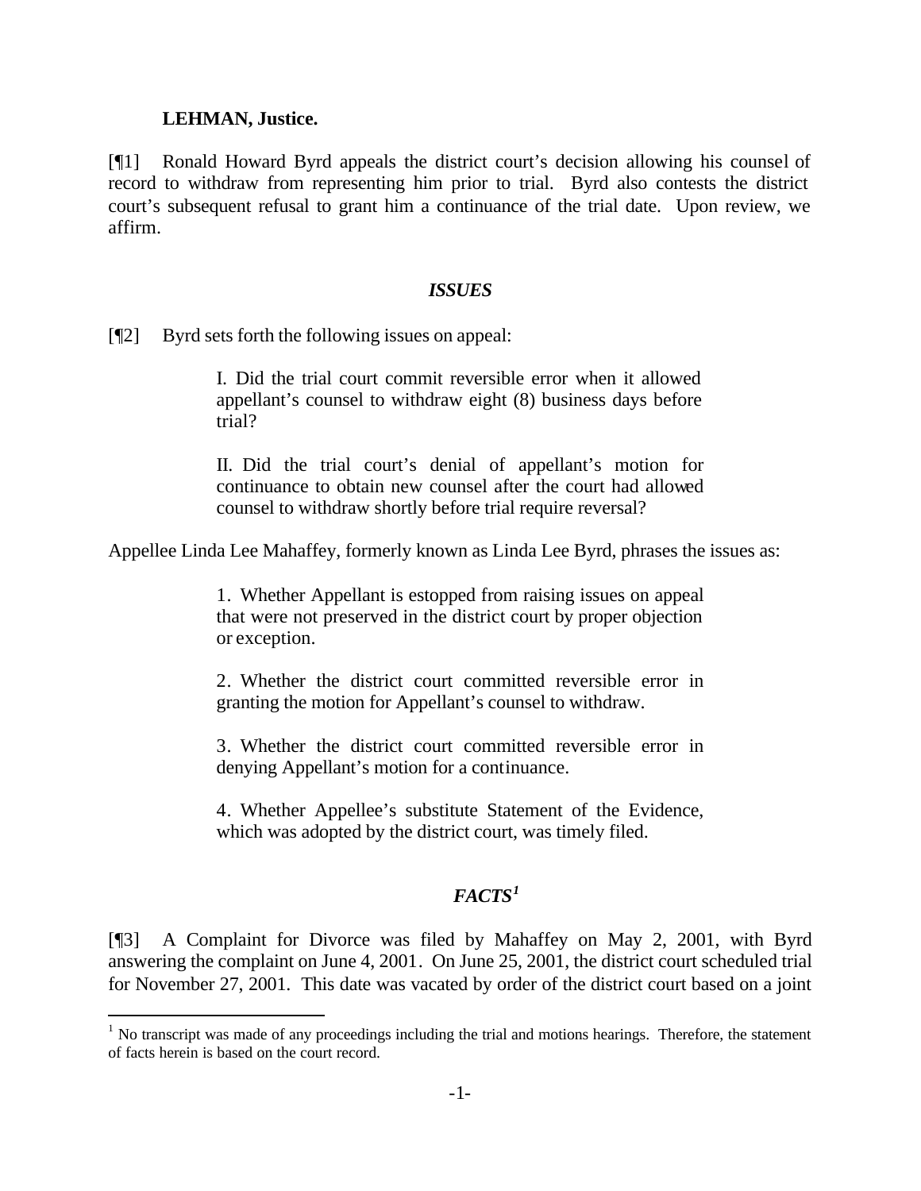**LEHMAN, Justice.**

[¶1] Ronald Howard Byrd appeals the district court's decision allowing his counsel of record to withdraw from representing him prior to trial. Byrd also contests the district court's subsequent refusal to grant him a continuance of the trial date. Upon review, we affirm.

### *ISSUES*

[¶2] Byrd sets forth the following issues on appeal:

> I. Did the trial court commit reversible error when it allowed appellant's counsel to withdraw eight (8) business days before trial?
>
> II. Did the trial court's denial of appellant's motion for continuance to obtain new counsel after the court had allowed counsel to withdraw shortly before trial require reversal?

Appellee Linda Lee Mahaffey, formerly known as Linda Lee Byrd, phrases the issues as:

> 1. Whether Appellant is estopped from raising issues on appeal that were not preserved in the district court by proper objection or exception.
>
> 2. Whether the district court committed reversible error in granting the motion for Appellant's counsel to withdraw.
>
> 3. Whether the district court committed reversible error in denying Appellant's motion for a continuance.
>
> 4. Whether Appellee's substitute Statement of the Evidence, which was adopted by the district court, was timely filed.

### *FACTS*[1]

[¶3] A Complaint for Divorce was filed by Mahaffey on May 2, 2001, with Byrd answering the complaint on June 4, 2001. On June 25, 2001, the district court scheduled trial for November 27, 2001. This date was vacated by order of the district court based on a joint

---

[1] No transcript was made of any proceedings including the trial and motions hearings. Therefore, the statement of facts herein is based on the court record.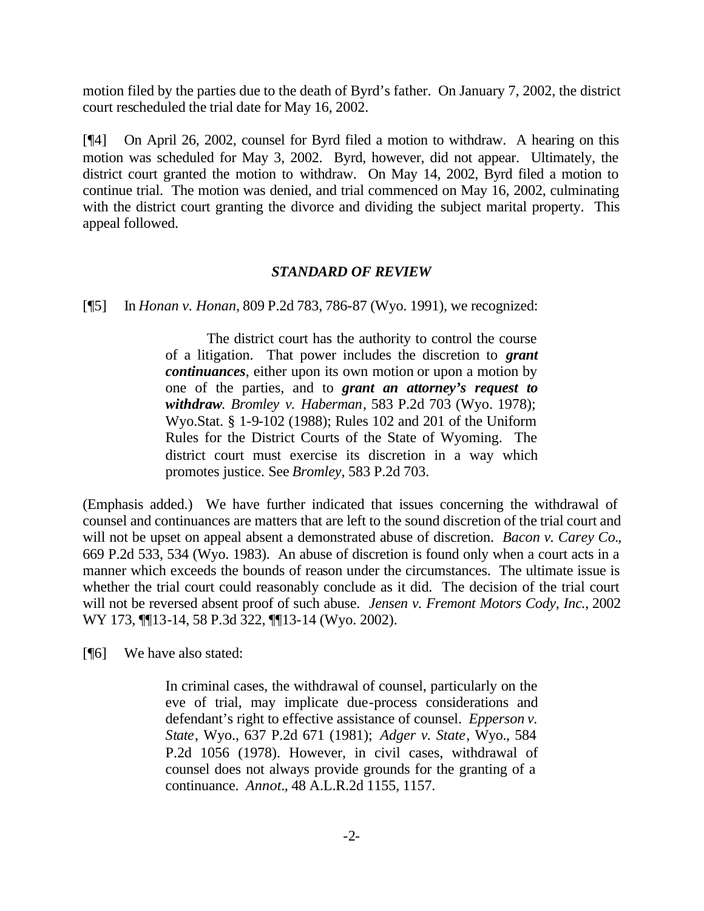motion filed by the parties due to the death of Byrd's father. On January 7, 2002, the district court rescheduled the trial date for May 16, 2002.

[¶4] On April 26, 2002, counsel for Byrd filed a motion to withdraw. A hearing on this motion was scheduled for May 3, 2002. Byrd, however, did not appear. Ultimately, the district court granted the motion to withdraw. On May 14, 2002, Byrd filed a motion to continue trial. The motion was denied, and trial commenced on May 16, 2002, culminating with the district court granting the divorce and dividing the subject marital property. This appeal followed.

### *STANDARD OF REVIEW*

[¶5] In *Honan v. Honan*, 809 P.2d 783, 786-87 (Wyo. 1991), we recognized:

> The district court has the authority to control the course of a litigation. That power includes the discretion to ***grant continuances***, either upon its own motion or upon a motion by one of the parties, and to ***grant an attorney's request to withdraw***. *Bromley v. Haberman*, 583 P.2d 703 (Wyo. 1978); Wyo.Stat. § 1-9-102 (1988); Rules 102 and 201 of the Uniform Rules for the District Courts of the State of Wyoming. The district court must exercise its discretion in a way which promotes justice. See *Bromley*, 583 P.2d 703.

(Emphasis added.) We have further indicated that issues concerning the withdrawal of counsel and continuances are matters that are left to the sound discretion of the trial court and will not be upset on appeal absent a demonstrated abuse of discretion. *Bacon v. Carey Co.*, 669 P.2d 533, 534 (Wyo. 1983). An abuse of discretion is found only when a court acts in a manner which exceeds the bounds of reason under the circumstances. The ultimate issue is whether the trial court could reasonably conclude as it did. The decision of the trial court will not be reversed absent proof of such abuse. *Jensen v. Fremont Motors Cody, Inc.*, 2002 WY 173, ¶¶13-14, 58 P.3d 322, ¶¶13-14 (Wyo. 2002).

[¶6] We have also stated:

> In criminal cases, the withdrawal of counsel, particularly on the eve of trial, may implicate due-process considerations and defendant's right to effective assistance of counsel. *Epperson v. State*, Wyo., 637 P.2d 671 (1981); *Adger v. State*, Wyo., 584 P.2d 1056 (1978). However, in civil cases, withdrawal of counsel does not always provide grounds for the granting of a continuance. *Annot.*, 48 A.L.R.2d 1155, 1157.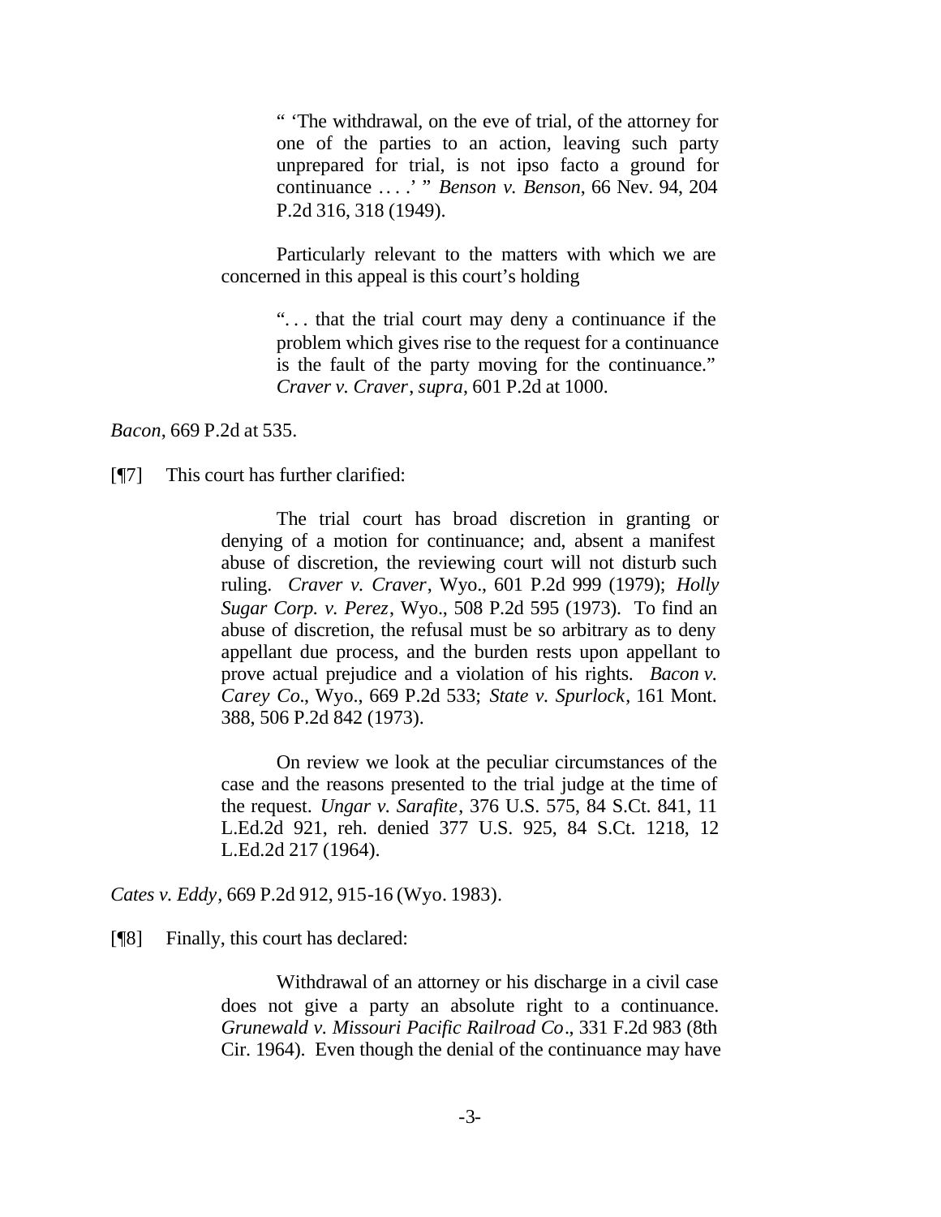> " 'The withdrawal, on the eve of trial, of the attorney for one of the parties to an action, leaving such party unprepared for trial, is not ipso facto a ground for continuance . . . .' " *Benson v. Benson*, 66 Nev. 94, 204 P.2d 316, 318 (1949).
>
> Particularly relevant to the matters with which we are concerned in this appeal is this court's holding
>
> > ". . . that the trial court may deny a continuance if the problem which gives rise to the request for a continuance is the fault of the party moving for the continuance." *Craver v. Craver*, *supra*, 601 P.2d at 1000.

*Bacon*, 669 P.2d at 535.

[¶7] This court has further clarified:

> The trial court has broad discretion in granting or denying of a motion for continuance; and, absent a manifest abuse of discretion, the reviewing court will not disturb such ruling. *Craver v. Craver*, Wyo., 601 P.2d 999 (1979); *Holly Sugar Corp. v. Perez*, Wyo., 508 P.2d 595 (1973). To find an abuse of discretion, the refusal must be so arbitrary as to deny appellant due process, and the burden rests upon appellant to prove actual prejudice and a violation of his rights. *Bacon v. Carey Co*., Wyo., 669 P.2d 533; *State v. Spurlock*, 161 Mont. 388, 506 P.2d 842 (1973).
>
> On review we look at the peculiar circumstances of the case and the reasons presented to the trial judge at the time of the request. *Ungar v. Sarafite*, 376 U.S. 575, 84 S.Ct. 841, 11 L.Ed.2d 921, reh. denied 377 U.S. 925, 84 S.Ct. 1218, 12 L.Ed.2d 217 (1964).

*Cates v. Eddy*, 669 P.2d 912, 915-16 (Wyo. 1983).

[¶8] Finally, this court has declared:

> Withdrawal of an attorney or his discharge in a civil case does not give a party an absolute right to a continuance. *Grunewald v. Missouri Pacific Railroad Co*., 331 F.2d 983 (8th Cir. 1964). Even though the denial of the continuance may have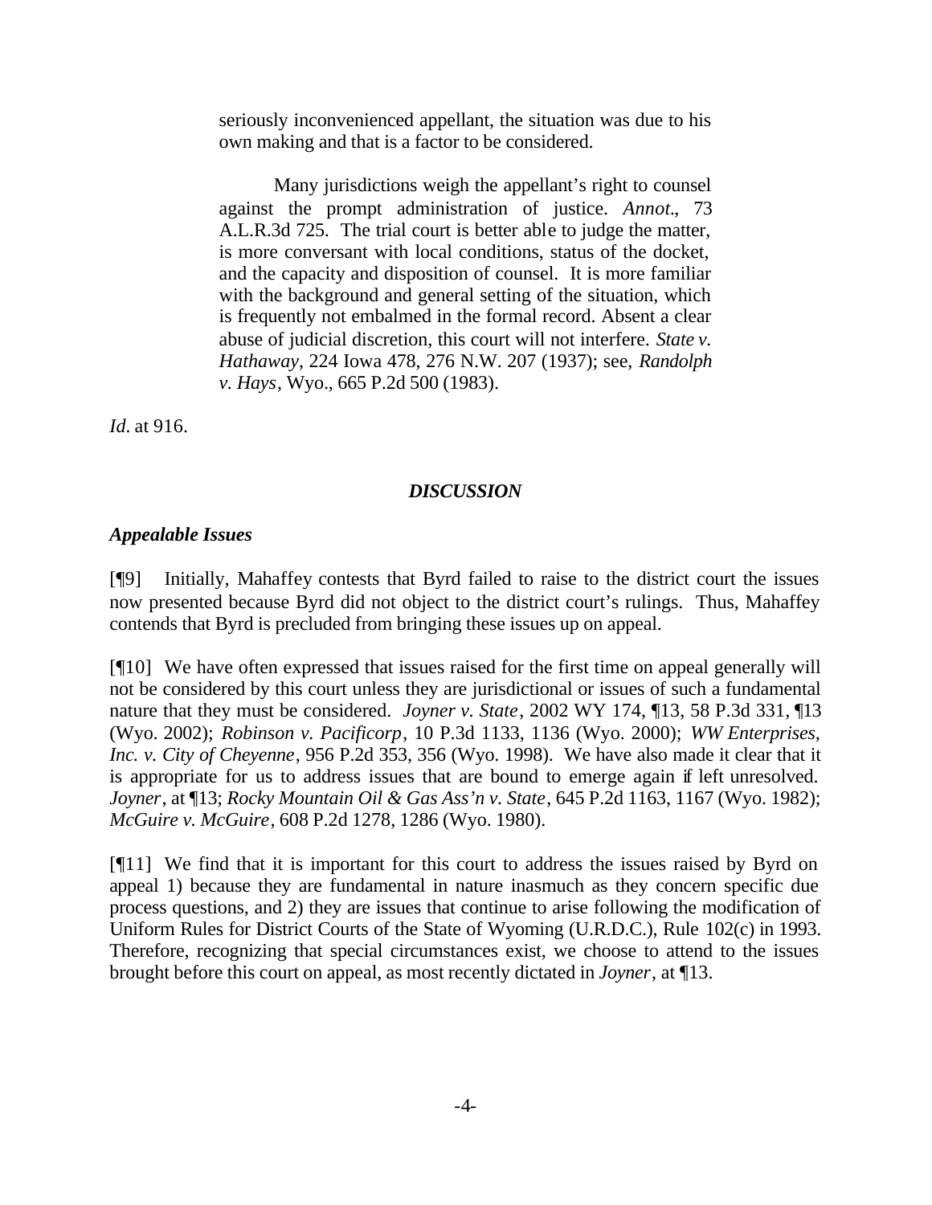> seriously inconvenienced appellant, the situation was due to his own making and that is a factor to be considered.
>
> Many jurisdictions weigh the appellant's right to counsel against the prompt administration of justice. *Annot.*, 73 A.L.R.3d 725. The trial court is better able to judge the matter, is more conversant with local conditions, status of the docket, and the capacity and disposition of counsel. It is more familiar with the background and general setting of the situation, which is frequently not embalmed in the formal record. Absent a clear abuse of judicial discretion, this court will not interfere. *State v. Hathaway*, 224 Iowa 478, 276 N.W. 207 (1937); see, *Randolph v. Hays*, Wyo., 665 P.2d 500 (1983).

*Id.* at 916.

### *DISCUSSION*

#### *Appealable Issues*

[¶9] Initially, Mahaffey contests that Byrd failed to raise to the district court the issues now presented because Byrd did not object to the district court's rulings. Thus, Mahaffey contends that Byrd is precluded from bringing these issues up on appeal.

[¶10] We have often expressed that issues raised for the first time on appeal generally will not be considered by this court unless they are jurisdictional or issues of such a fundamental nature that they must be considered. *Joyner v. State*, 2002 WY 174, ¶13, 58 P.3d 331, ¶13 (Wyo. 2002); *Robinson v. Pacificorp*, 10 P.3d 1133, 1136 (Wyo. 2000); *WW Enterprises, Inc. v. City of Cheyenne*, 956 P.2d 353, 356 (Wyo. 1998). We have also made it clear that it is appropriate for us to address issues that are bound to emerge again if left unresolved. *Joyner*, at ¶13; *Rocky Mountain Oil & Gas Ass'n v. State*, 645 P.2d 1163, 1167 (Wyo. 1982); *McGuire v. McGuire*, 608 P.2d 1278, 1286 (Wyo. 1980).

[¶11] We find that it is important for this court to address the issues raised by Byrd on appeal 1) because they are fundamental in nature inasmuch as they concern specific due process questions, and 2) they are issues that continue to arise following the modification of Uniform Rules for District Courts of the State of Wyoming (U.R.D.C.), Rule 102(c) in 1993. Therefore, recognizing that special circumstances exist, we choose to attend to the issues brought before this court on appeal, as most recently dictated in *Joyner*, at ¶13.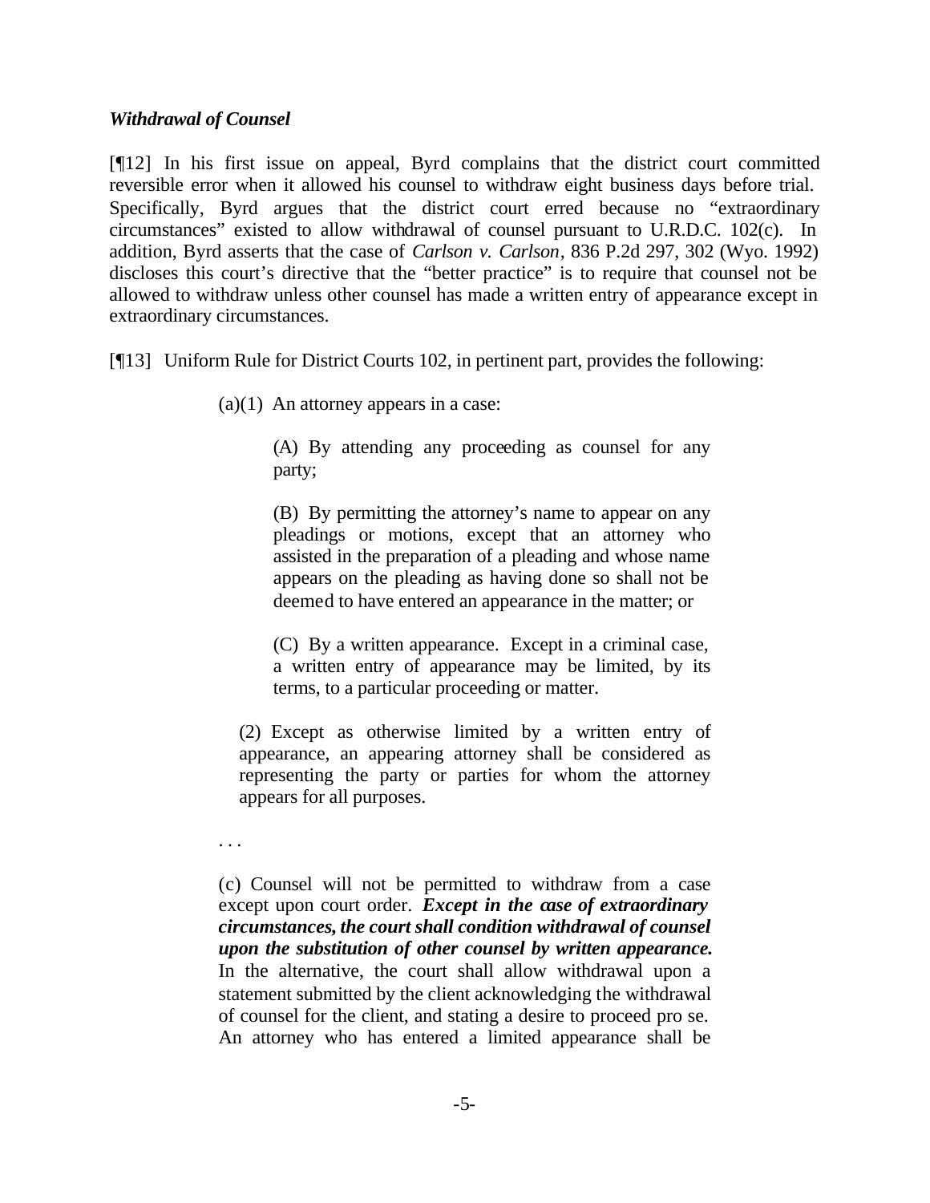***Withdrawal of Counsel***

[¶12] In his first issue on appeal, Byrd complains that the district court committed reversible error when it allowed his counsel to withdraw eight business days before trial. Specifically, Byrd argues that the district court erred because no "extraordinary circumstances" existed to allow withdrawal of counsel pursuant to U.R.D.C. 102(c). In addition, Byrd asserts that the case of *Carlson v. Carlson*, 836 P.2d 297, 302 (Wyo. 1992) discloses this court's directive that the "better practice" is to require that counsel not be allowed to withdraw unless other counsel has made a written entry of appearance except in extraordinary circumstances.

[¶13] Uniform Rule for District Courts 102, in pertinent part, provides the following:

> (a)(1) An attorney appears in a case:
>
> > (A) By attending any proceeding as counsel for any party;
> >
> > (B) By permitting the attorney's name to appear on any pleadings or motions, except that an attorney who assisted in the preparation of a pleading and whose name appears on the pleading as having done so shall not be deemed to have entered an appearance in the matter; or
> >
> > (C) By a written appearance. Except in a criminal case, a written entry of appearance may be limited, by its terms, to a particular proceeding or matter.
>
> (2) Except as otherwise limited by a written entry of appearance, an appearing attorney shall be considered as representing the party or parties for whom the attorney appears for all purposes.
>
> . . .
>
> (c) Counsel will not be permitted to withdraw from a case except upon court order. ***Except in the case of extraordinary circumstances, the court shall condition withdrawal of counsel upon the substitution of other counsel by written appearance.*** In the alternative, the court shall allow withdrawal upon a statement submitted by the client acknowledging the withdrawal of counsel for the client, and stating a desire to proceed pro se. An attorney who has entered a limited appearance shall be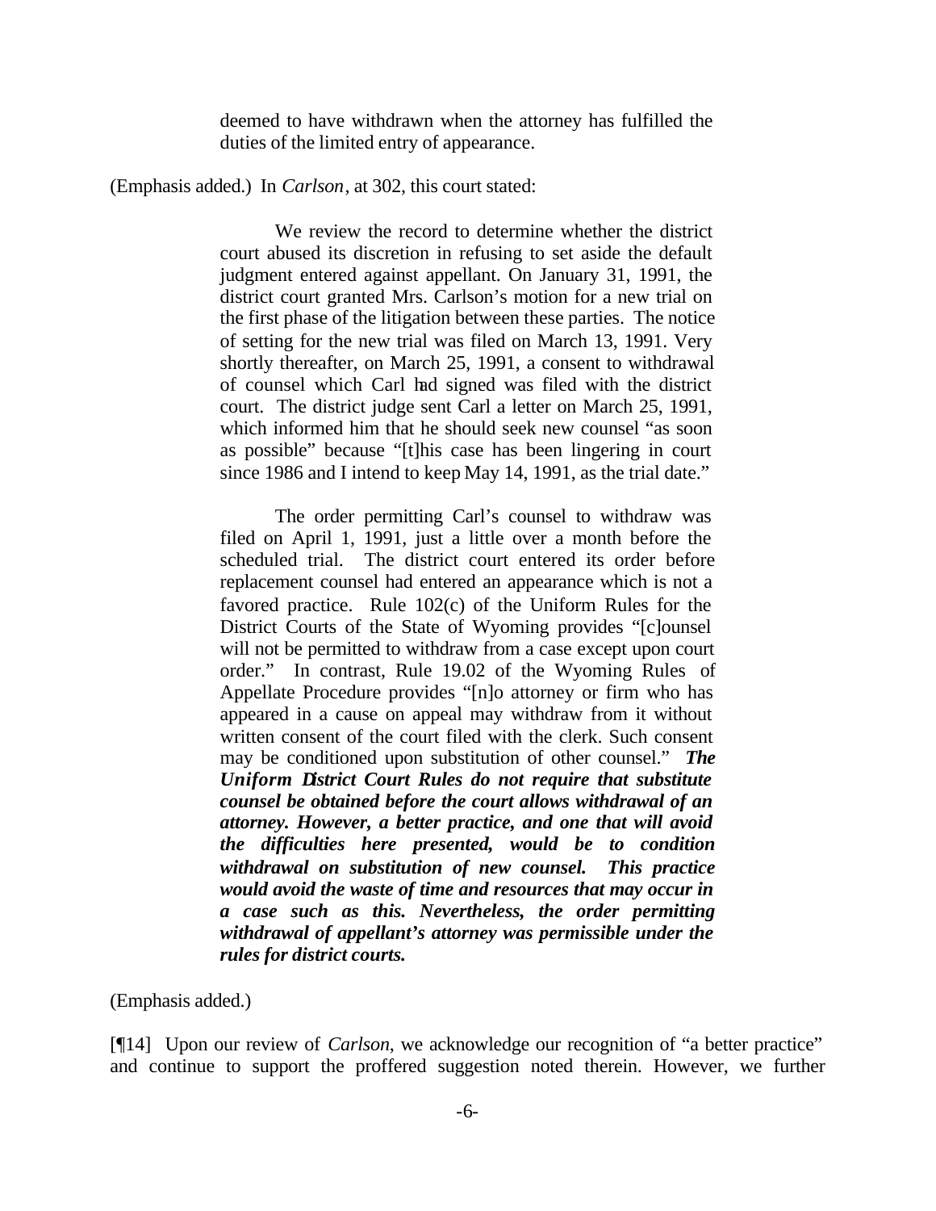> deemed to have withdrawn when the attorney has fulfilled the duties of the limited entry of appearance.

(Emphasis added.) In *Carlson*, at 302, this court stated:

> We review the record to determine whether the district court abused its discretion in refusing to set aside the default judgment entered against appellant. On January 31, 1991, the district court granted Mrs. Carlson's motion for a new trial on the first phase of the litigation between these parties. The notice of setting for the new trial was filed on March 13, 1991. Very shortly thereafter, on March 25, 1991, a consent to withdrawal of counsel which Carl had signed was filed with the district court. The district judge sent Carl a letter on March 25, 1991, which informed him that he should seek new counsel "as soon as possible" because "[t]his case has been lingering in court since 1986 and I intend to keep May 14, 1991, as the trial date."
>
> The order permitting Carl's counsel to withdraw was filed on April 1, 1991, just a little over a month before the scheduled trial. The district court entered its order before replacement counsel had entered an appearance which is not a favored practice. Rule 102(c) of the Uniform Rules for the District Courts of the State of Wyoming provides "[c]ounsel will not be permitted to withdraw from a case except upon court order." In contrast, Rule 19.02 of the Wyoming Rules of Appellate Procedure provides "[n]o attorney or firm who has appeared in a cause on appeal may withdraw from it without written consent of the court filed with the clerk. Such consent may be conditioned upon substitution of other counsel." ***The Uniform District Court Rules do not require that substitute counsel be obtained before the court allows withdrawal of an attorney. However, a better practice, and one that will avoid the difficulties here presented, would be to condition withdrawal on substitution of new counsel. This practice would avoid the waste of time and resources that may occur in a case such as this. Nevertheless, the order permitting withdrawal of appellant's attorney was permissible under the rules for district courts.***

(Emphasis added.)

[¶14] Upon our review of *Carlson*, we acknowledge our recognition of "a better practice" and continue to support the proffered suggestion noted therein. However, we further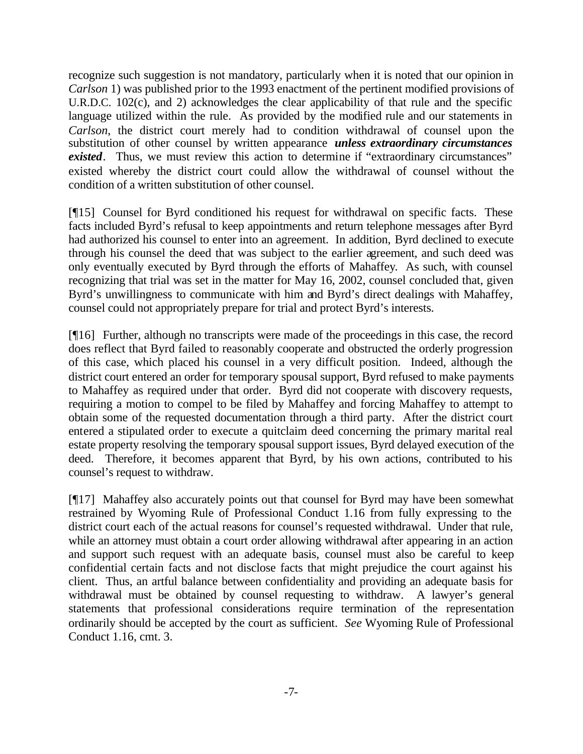recognize such suggestion is not mandatory, particularly when it is noted that our opinion in *Carlson* 1) was published prior to the 1993 enactment of the pertinent modified provisions of U.R.D.C. 102(c), and 2) acknowledges the clear applicability of that rule and the specific language utilized within the rule. As provided by the modified rule and our statements in *Carlson*, the district court merely had to condition withdrawal of counsel upon the substitution of other counsel by written appearance ***unless extraordinary circumstances existed***. Thus, we must review this action to determine if "extraordinary circumstances" existed whereby the district court could allow the withdrawal of counsel without the condition of a written substitution of other counsel.

[¶15] Counsel for Byrd conditioned his request for withdrawal on specific facts. These facts included Byrd's refusal to keep appointments and return telephone messages after Byrd had authorized his counsel to enter into an agreement. In addition, Byrd declined to execute through his counsel the deed that was subject to the earlier agreement, and such deed was only eventually executed by Byrd through the efforts of Mahaffey. As such, with counsel recognizing that trial was set in the matter for May 16, 2002, counsel concluded that, given Byrd's unwillingness to communicate with him and Byrd's direct dealings with Mahaffey, counsel could not appropriately prepare for trial and protect Byrd's interests.

[¶16] Further, although no transcripts were made of the proceedings in this case, the record does reflect that Byrd failed to reasonably cooperate and obstructed the orderly progression of this case, which placed his counsel in a very difficult position. Indeed, although the district court entered an order for temporary spousal support, Byrd refused to make payments to Mahaffey as required under that order. Byrd did not cooperate with discovery requests, requiring a motion to compel to be filed by Mahaffey and forcing Mahaffey to attempt to obtain some of the requested documentation through a third party. After the district court entered a stipulated order to execute a quitclaim deed concerning the primary marital real estate property resolving the temporary spousal support issues, Byrd delayed execution of the deed. Therefore, it becomes apparent that Byrd, by his own actions, contributed to his counsel's request to withdraw.

[¶17] Mahaffey also accurately points out that counsel for Byrd may have been somewhat restrained by Wyoming Rule of Professional Conduct 1.16 from fully expressing to the district court each of the actual reasons for counsel's requested withdrawal. Under that rule, while an attorney must obtain a court order allowing withdrawal after appearing in an action and support such request with an adequate basis, counsel must also be careful to keep confidential certain facts and not disclose facts that might prejudice the court against his client. Thus, an artful balance between confidentiality and providing an adequate basis for withdrawal must be obtained by counsel requesting to withdraw. A lawyer's general statements that professional considerations require termination of the representation ordinarily should be accepted by the court as sufficient. *See* Wyoming Rule of Professional Conduct 1.16, cmt. 3.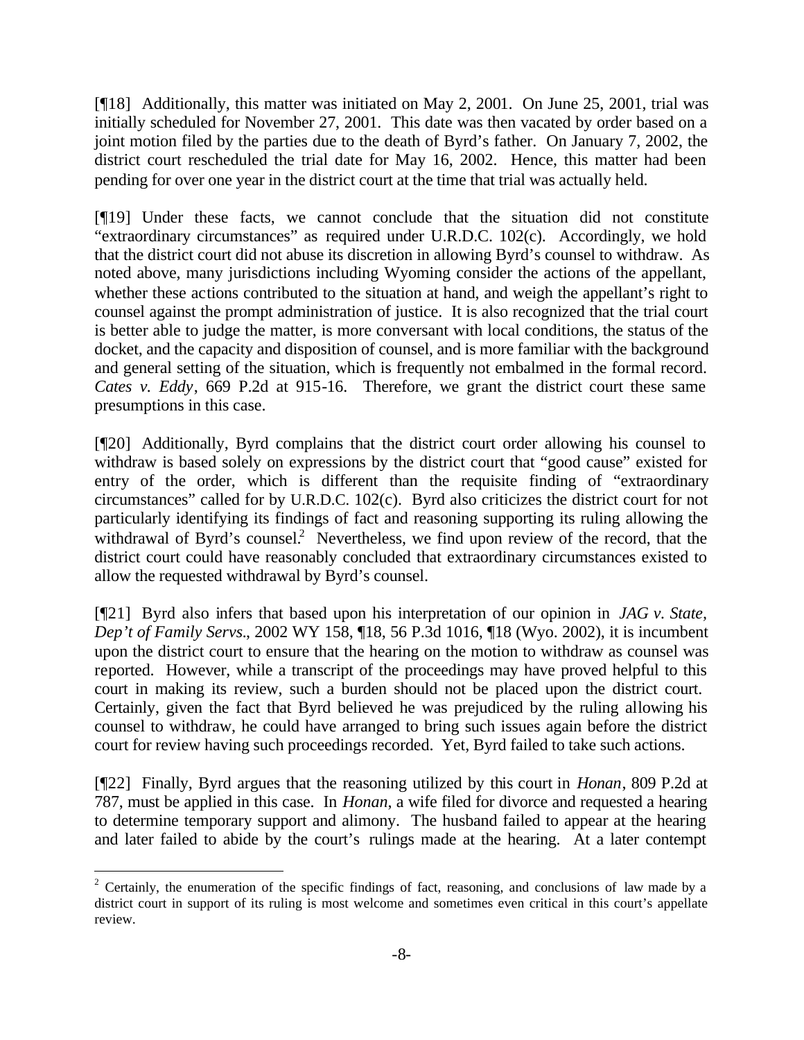[¶18] Additionally, this matter was initiated on May 2, 2001. On June 25, 2001, trial was initially scheduled for November 27, 2001. This date was then vacated by order based on a joint motion filed by the parties due to the death of Byrd's father. On January 7, 2002, the district court rescheduled the trial date for May 16, 2002. Hence, this matter had been pending for over one year in the district court at the time that trial was actually held.

[¶19] Under these facts, we cannot conclude that the situation did not constitute "extraordinary circumstances" as required under U.R.D.C. 102(c). Accordingly, we hold that the district court did not abuse its discretion in allowing Byrd's counsel to withdraw. As noted above, many jurisdictions including Wyoming consider the actions of the appellant, whether these actions contributed to the situation at hand, and weigh the appellant's right to counsel against the prompt administration of justice. It is also recognized that the trial court is better able to judge the matter, is more conversant with local conditions, the status of the docket, and the capacity and disposition of counsel, and is more familiar with the background and general setting of the situation, which is frequently not embalmed in the formal record. *Cates v. Eddy*, 669 P.2d at 915-16. Therefore, we grant the district court these same presumptions in this case.

[¶20] Additionally, Byrd complains that the district court order allowing his counsel to withdraw is based solely on expressions by the district court that "good cause" existed for entry of the order, which is different than the requisite finding of "extraordinary circumstances" called for by U.R.D.C. 102(c). Byrd also criticizes the district court for not particularly identifying its findings of fact and reasoning supporting its ruling allowing the withdrawal of Byrd's counsel.[2] Nevertheless, we find upon review of the record, that the district court could have reasonably concluded that extraordinary circumstances existed to allow the requested withdrawal by Byrd's counsel.

[¶21] Byrd also infers that based upon his interpretation of our opinion in *JAG v. State, Dep't of Family Servs.*, 2002 WY 158, ¶18, 56 P.3d 1016, ¶18 (Wyo. 2002), it is incumbent upon the district court to ensure that the hearing on the motion to withdraw as counsel was reported. However, while a transcript of the proceedings may have proved helpful to this court in making its review, such a burden should not be placed upon the district court. Certainly, given the fact that Byrd believed he was prejudiced by the ruling allowing his counsel to withdraw, he could have arranged to bring such issues again before the district court for review having such proceedings recorded. Yet, Byrd failed to take such actions.

[¶22] Finally, Byrd argues that the reasoning utilized by this court in *Honan*, 809 P.2d at 787, must be applied in this case. In *Honan*, a wife filed for divorce and requested a hearing to determine temporary support and alimony. The husband failed to appear at the hearing and later failed to abide by the court's rulings made at the hearing. At a later contempt

---

[2] Certainly, the enumeration of the specific findings of fact, reasoning, and conclusions of law made by a district court in support of its ruling is most welcome and sometimes even critical in this court's appellate review.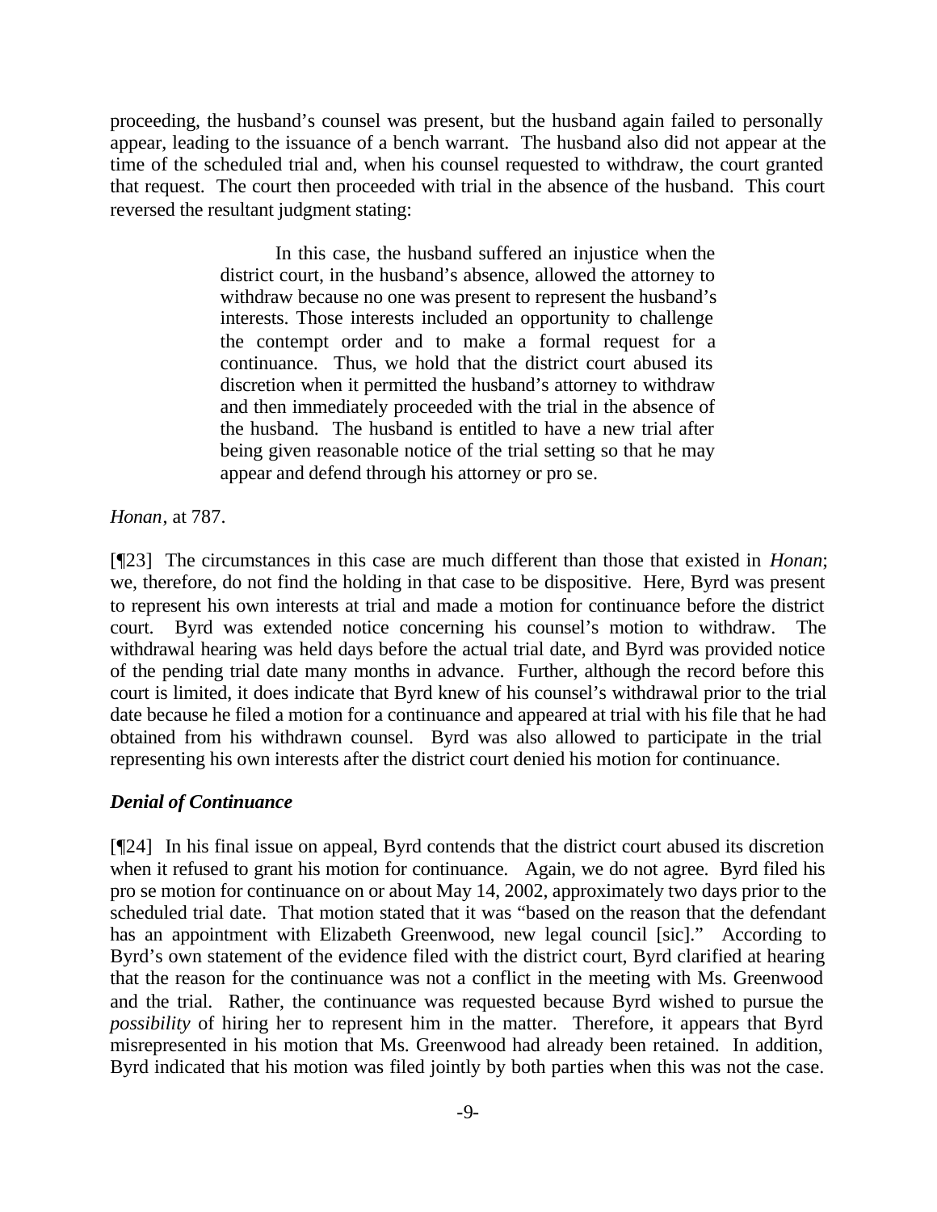proceeding, the husband's counsel was present, but the husband again failed to personally appear, leading to the issuance of a bench warrant. The husband also did not appear at the time of the scheduled trial and, when his counsel requested to withdraw, the court granted that request. The court then proceeded with trial in the absence of the husband. This court reversed the resultant judgment stating:

> In this case, the husband suffered an injustice when the district court, in the husband's absence, allowed the attorney to withdraw because no one was present to represent the husband's interests. Those interests included an opportunity to challenge the contempt order and to make a formal request for a continuance. Thus, we hold that the district court abused its discretion when it permitted the husband's attorney to withdraw and then immediately proceeded with the trial in the absence of the husband. The husband is entitled to have a new trial after being given reasonable notice of the trial setting so that he may appear and defend through his attorney or pro se.

*Honan*, at 787.

[¶23] The circumstances in this case are much different than those that existed in *Honan*; we, therefore, do not find the holding in that case to be dispositive. Here, Byrd was present to represent his own interests at trial and made a motion for continuance before the district court. Byrd was extended notice concerning his counsel's motion to withdraw. The withdrawal hearing was held days before the actual trial date, and Byrd was provided notice of the pending trial date many months in advance. Further, although the record before this court is limited, it does indicate that Byrd knew of his counsel's withdrawal prior to the trial date because he filed a motion for a continuance and appeared at trial with his file that he had obtained from his withdrawn counsel. Byrd was also allowed to participate in the trial representing his own interests after the district court denied his motion for continuance.

### *Denial of Continuance*

[¶24] In his final issue on appeal, Byrd contends that the district court abused its discretion when it refused to grant his motion for continuance. Again, we do not agree. Byrd filed his pro se motion for continuance on or about May 14, 2002, approximately two days prior to the scheduled trial date. That motion stated that it was "based on the reason that the defendant has an appointment with Elizabeth Greenwood, new legal council [sic]." According to Byrd's own statement of the evidence filed with the district court, Byrd clarified at hearing that the reason for the continuance was not a conflict in the meeting with Ms. Greenwood and the trial. Rather, the continuance was requested because Byrd wished to pursue the *possibility* of hiring her to represent him in the matter. Therefore, it appears that Byrd misrepresented in his motion that Ms. Greenwood had already been retained. In addition, Byrd indicated that his motion was filed jointly by both parties when this was not the case.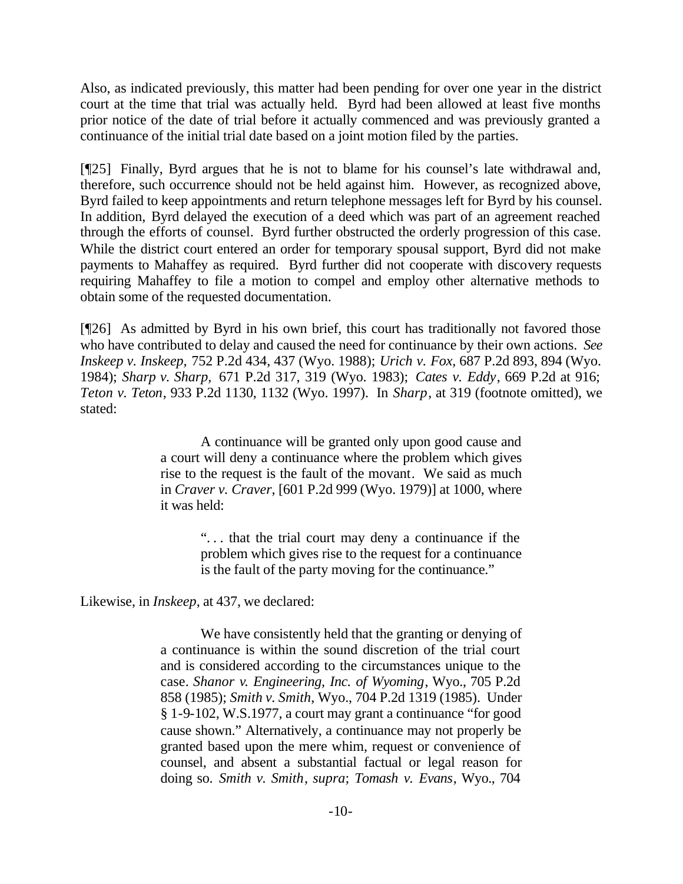Also, as indicated previously, this matter had been pending for over one year in the district court at the time that trial was actually held. Byrd had been allowed at least five months prior notice of the date of trial before it actually commenced and was previously granted a continuance of the initial trial date based on a joint motion filed by the parties.

[¶25] Finally, Byrd argues that he is not to blame for his counsel's late withdrawal and, therefore, such occurrence should not be held against him. However, as recognized above, Byrd failed to keep appointments and return telephone messages left for Byrd by his counsel. In addition, Byrd delayed the execution of a deed which was part of an agreement reached through the efforts of counsel. Byrd further obstructed the orderly progression of this case. While the district court entered an order for temporary spousal support, Byrd did not make payments to Mahaffey as required. Byrd further did not cooperate with discovery requests requiring Mahaffey to file a motion to compel and employ other alternative methods to obtain some of the requested documentation.

[¶26] As admitted by Byrd in his own brief, this court has traditionally not favored those who have contributed to delay and caused the need for continuance by their own actions. *See Inskeep v. Inskeep,* 752 P.2d 434, 437 (Wyo. 1988); *Urich v. Fox*, 687 P.2d 893, 894 (Wyo. 1984); *Sharp v. Sharp,* 671 P.2d 317, 319 (Wyo. 1983); *Cates v. Eddy*, 669 P.2d at 916; *Teton v. Teton*, 933 P.2d 1130, 1132 (Wyo. 1997). In *Sharp*, at 319 (footnote omitted), we stated:

> A continuance will be granted only upon good cause and a court will deny a continuance where the problem which gives rise to the request is the fault of the movant. We said as much in *Craver v. Craver*, [601 P.2d 999 (Wyo. 1979)] at 1000, where it was held:
>
> > ". . . that the trial court may deny a continuance if the problem which gives rise to the request for a continuance is the fault of the party moving for the continuance."

Likewise, in *Inskeep*, at 437, we declared:

> We have consistently held that the granting or denying of a continuance is within the sound discretion of the trial court and is considered according to the circumstances unique to the case. *Shanor v. Engineering, Inc. of Wyoming*, Wyo., 705 P.2d 858 (1985); *Smith v. Smith*, Wyo., 704 P.2d 1319 (1985). Under § 1-9-102, W.S.1977, a court may grant a continuance "for good cause shown." Alternatively, a continuance may not properly be granted based upon the mere whim, request or convenience of counsel, and absent a substantial factual or legal reason for doing so. *Smith v. Smith*, *supra*; *Tomash v. Evans*, Wyo., 704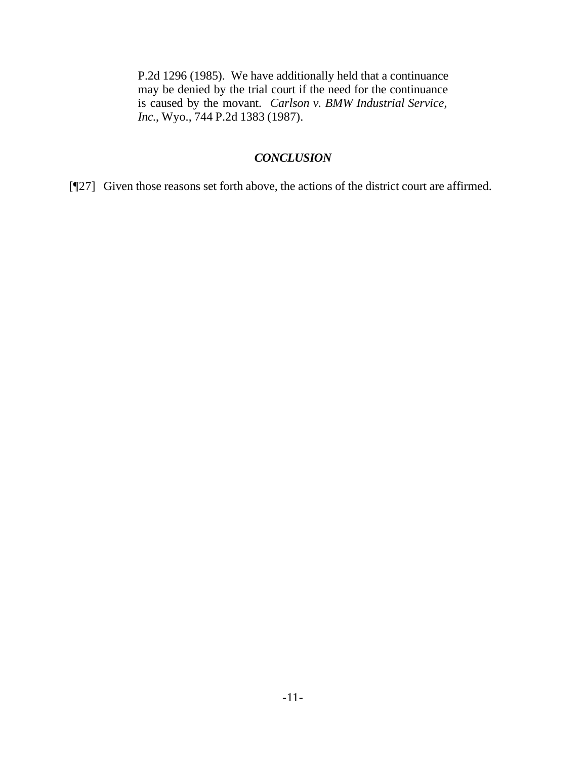> P.2d 1296 (1985). We have additionally held that a continuance may be denied by the trial court if the need for the continuance is caused by the movant. *Carlson v. BMW Industrial Service, Inc.*, Wyo., 744 P.2d 1383 (1987).

### *CONCLUSION*

[¶27] Given those reasons set forth above, the actions of the district court are affirmed.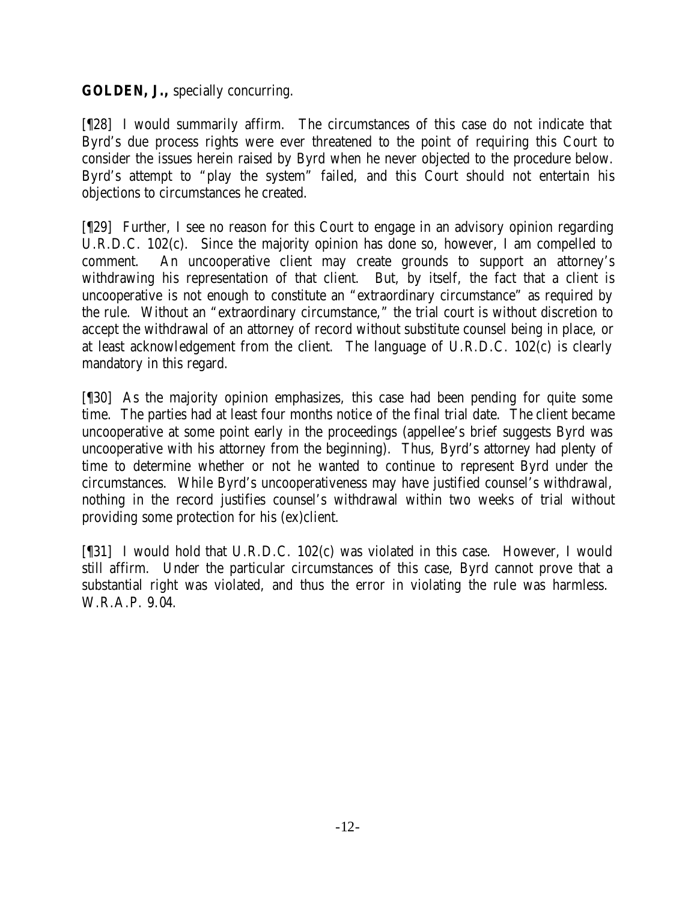**GOLDEN, J.,** specially concurring.

[¶28] I would summarily affirm. The circumstances of this case do not indicate that Byrd's due process rights were ever threatened to the point of requiring this Court to consider the issues herein raised by Byrd when he never objected to the procedure below. Byrd's attempt to "play the system" failed, and this Court should not entertain his objections to circumstances he created.

[¶29] Further, I see no reason for this Court to engage in an advisory opinion regarding U.R.D.C. 102(c). Since the majority opinion has done so, however, I am compelled to comment. An uncooperative client may create grounds to support an attorney's withdrawing his representation of that client. But, by itself, the fact that a client is uncooperative is not enough to constitute an "extraordinary circumstance" as required by the rule. Without an "extraordinary circumstance," the trial court is without discretion to accept the withdrawal of an attorney of record without substitute counsel being in place, or at least acknowledgement from the client. The language of U.R.D.C. 102(c) is clearly mandatory in this regard.

[¶30] As the majority opinion emphasizes, this case had been pending for quite some time. The parties had at least four months notice of the final trial date. The client became uncooperative at some point early in the proceedings (appellee's brief suggests Byrd was uncooperative with his attorney from the beginning). Thus, Byrd's attorney had plenty of time to determine whether or not he wanted to continue to represent Byrd under the circumstances. While Byrd's uncooperativeness may have justified counsel's withdrawal, nothing in the record justifies counsel's withdrawal within two weeks of trial without providing some protection for his (ex)client.

[¶31] I would hold that U.R.D.C. 102(c) was violated in this case. However, I would still affirm. Under the particular circumstances of this case, Byrd cannot prove that a substantial right was violated, and thus the error in violating the rule was harmless. W.R.A.P. 9.04.